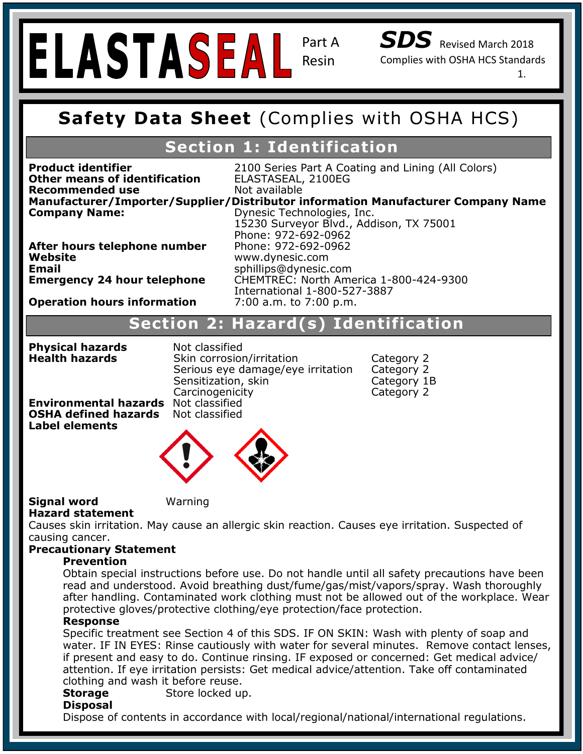# ELASTASEAL

Part A Resin

**SDS** Revised March 2018

Complies with OSHA HCS Standards

## Safety Data Sheet (Complies with OSHA HCS)

## Section 1: Identification

**Product identifier** 2100 Series Part A Coating and Lining (All Colors)

**Other means of identification** ELASTASEAL, 2100EG

**Recommended use** Not available

**Manufacturer/Importer/Supplier/Distributor information Manufacturer Company Name**

**Company Name:** Dynesic Technologies, Inc.
15230 Surveyor Blvd., Addison, TX 75001
Phone: 972-692-0962

**After hours telephone number** Phone: 972-692-0962

**Website** www.dynesic.com

**Email** sphillips@dynesic.com

**Emergency 24 hour telephone** CHEMTREC: North America 1-800-424-9300
International 1-800-527-3887

**Operation hours information** 7:00 a.m. to 7:00 p.m.

## Section 2: Hazard(s) Identification

| | | |
|---|---|---|
| **Physical hazards** | Not classified | |
| **Health hazards** | Skin corrosion/irritation | Category 2 |
| | Serious eye damage/eye irritation | Category 2 |
| | Sensitization, skin | Category 1B |
| | Carcinogenicity | Category 2 |
| **Environmental hazards** | Not classified | |
| **OSHA defined hazards** | Not classified | |

**Label elements**

**Signal word** Warning

**Hazard statement**

Causes skin irritation. May cause an allergic skin reaction. Causes eye irritation. Suspected of causing cancer.

**Precautionary Statement**

**Prevention**

Obtain special instructions before use. Do not handle until all safety precautions have been read and understood. Avoid breathing dust/fume/gas/mist/vapors/spray. Wash thoroughly after handling. Contaminated work clothing must not be allowed out of the workplace. Wear protective gloves/protective clothing/eye protection/face protection.

**Response**

Specific treatment see Section 4 of this SDS. IF ON SKIN: Wash with plenty of soap and water. IF IN EYES: Rinse cautiously with water for several minutes. Remove contact lenses, if present and easy to do. Continue rinsing. IF exposed or concerned: Get medical advice/ attention. If eye irritation persists: Get medical advice/attention. Take off contaminated clothing and wash it before reuse.

**Storage** Store locked up.

**Disposal**

Dispose of contents in accordance with local/regional/national/international regulations.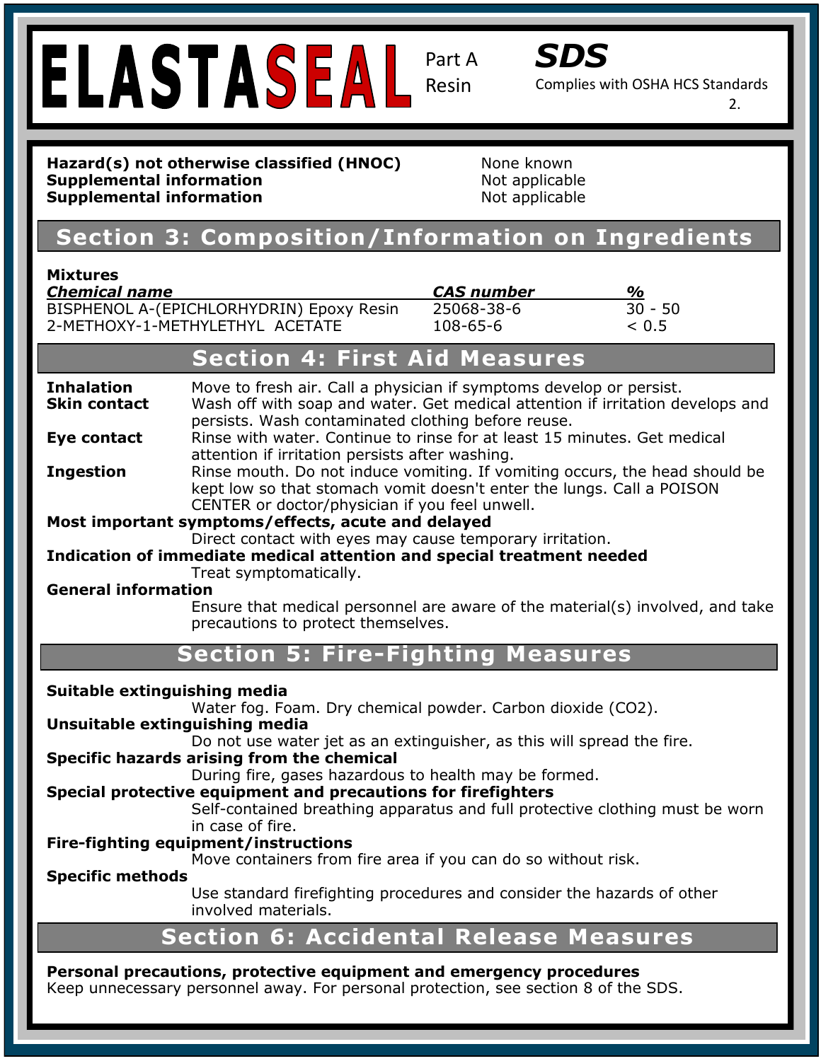# ELASTASEAL Part A Resin

**SDS**
Complies with OSHA HCS Standards

**Hazard(s) not otherwise classified (HNOC)** None known
**Supplemental information** Not applicable
**Supplemental information** Not applicable

## Section 3: Composition/Information on Ingredients

**Mixtures**

| ***Chemical name*** | ***CAS number*** | ***%*** |
|---|---|---|
| BISPHENOL A-(EPICHLORHYDRIN) Epoxy Resin | 25068-38-6 | 30 - 50 |
| 2-METHOXY-1-METHYLETHYL ACETATE | 108-65-6 | < 0.5 |

## Section 4: First Aid Measures

**Inhalation** Move to fresh air. Call a physician if symptoms develop or persist.

**Skin contact** Wash off with soap and water. Get medical attention if irritation develops and persists. Wash contaminated clothing before reuse.

**Eye contact** Rinse with water. Continue to rinse for at least 15 minutes. Get medical attention if irritation persists after washing.

**Ingestion** Rinse mouth. Do not induce vomiting. If vomiting occurs, the head should be kept low so that stomach vomit doesn't enter the lungs. Call a POISON CENTER or doctor/physician if you feel unwell.

**Most important symptoms/effects, acute and delayed**
Direct contact with eyes may cause temporary irritation.

**Indication of immediate medical attention and special treatment needed**
Treat symptomatically.

**General information**
Ensure that medical personnel are aware of the material(s) involved, and take precautions to protect themselves.

## Section 5: Fire-Fighting Measures

**Suitable extinguishing media**
Water fog. Foam. Dry chemical powder. Carbon dioxide ($CO_2$).

**Unsuitable extinguishing media**
Do not use water jet as an extinguisher, as this will spread the fire.

**Specific hazards arising from the chemical**
During fire, gases hazardous to health may be formed.

**Special protective equipment and precautions for firefighters**
Self-contained breathing apparatus and full protective clothing must be worn in case of fire.

**Fire-fighting equipment/instructions**
Move containers from fire area if you can do so without risk.

**Specific methods**
Use standard firefighting procedures and consider the hazards of other involved materials.

## Section 6: Accidental Release Measures

**Personal precautions, protective equipment and emergency procedures**
Keep unnecessary personnel away. For personal protection, see section 8 of the SDS.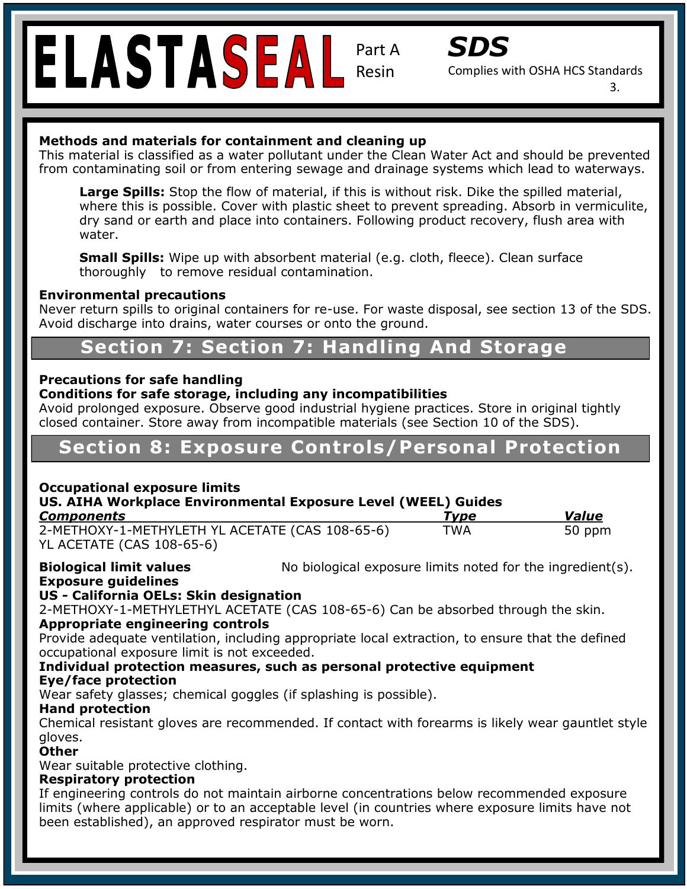**Methods and materials for containment and cleaning up**
This material is classified as a water pollutant under the Clean Water Act and should be prevented from contaminating soil or from entering sewage and drainage systems which lead to waterways.

> **Large Spills:** Stop the flow of material, if this is without risk. Dike the spilled material, where this is possible. Cover with plastic sheet to prevent spreading. Absorb in vermiculite, dry sand or earth and place into containers. Following product recovery, flush area with water.
>
> **Small Spills:** Wipe up with absorbent material (e.g. cloth, fleece). Clean surface thoroughly to remove residual contamination.

**Environmental precautions**
Never return spills to original containers for re-use. For waste disposal, see section 13 of the SDS. Avoid discharge into drains, water courses or onto the ground.

## Section 7: Section 7: Handling And Storage

**Precautions for safe handling**
**Conditions for safe storage, including any incompatibilities**
Avoid prolonged exposure. Observe good industrial hygiene practices. Store in original tightly closed container. Store away from incompatible materials (see Section 10 of the SDS).

## Section 8: Exposure Controls/Personal Protection

**Occupational exposure limits**
**US. AIHA Workplace Environmental Exposure Level (WEEL) Guides**

| Components | Type | Value |
|---|---|---|
| 2-METHOXY-1-METHYLETH YL ACETATE (CAS 108-65-6) YL ACETATE (CAS 108-65-6) | TWA | 50 ppm |

**Biological limit values** No biological exposure limits noted for the ingredient(s).
**Exposure guidelines**
**US - California OELs: Skin designation**
2-METHOXY-1-METHYLETHYL ACETATE (CAS 108-65-6) Can be absorbed through the skin.
**Appropriate engineering controls**
Provide adequate ventilation, including appropriate local extraction, to ensure that the defined occupational exposure limit is not exceeded.
**Individual protection measures, such as personal protective equipment**
**Eye/face protection**
Wear safety glasses; chemical goggles (if splashing is possible).
**Hand protection**
Chemical resistant gloves are recommended. If contact with forearms is likely wear gauntlet style gloves.
**Other**
Wear suitable protective clothing.
**Respiratory protection**
If engineering controls do not maintain airborne concentrations below recommended exposure limits (where applicable) or to an acceptable level (in countries where exposure limits have not been established), an approved respirator must be worn.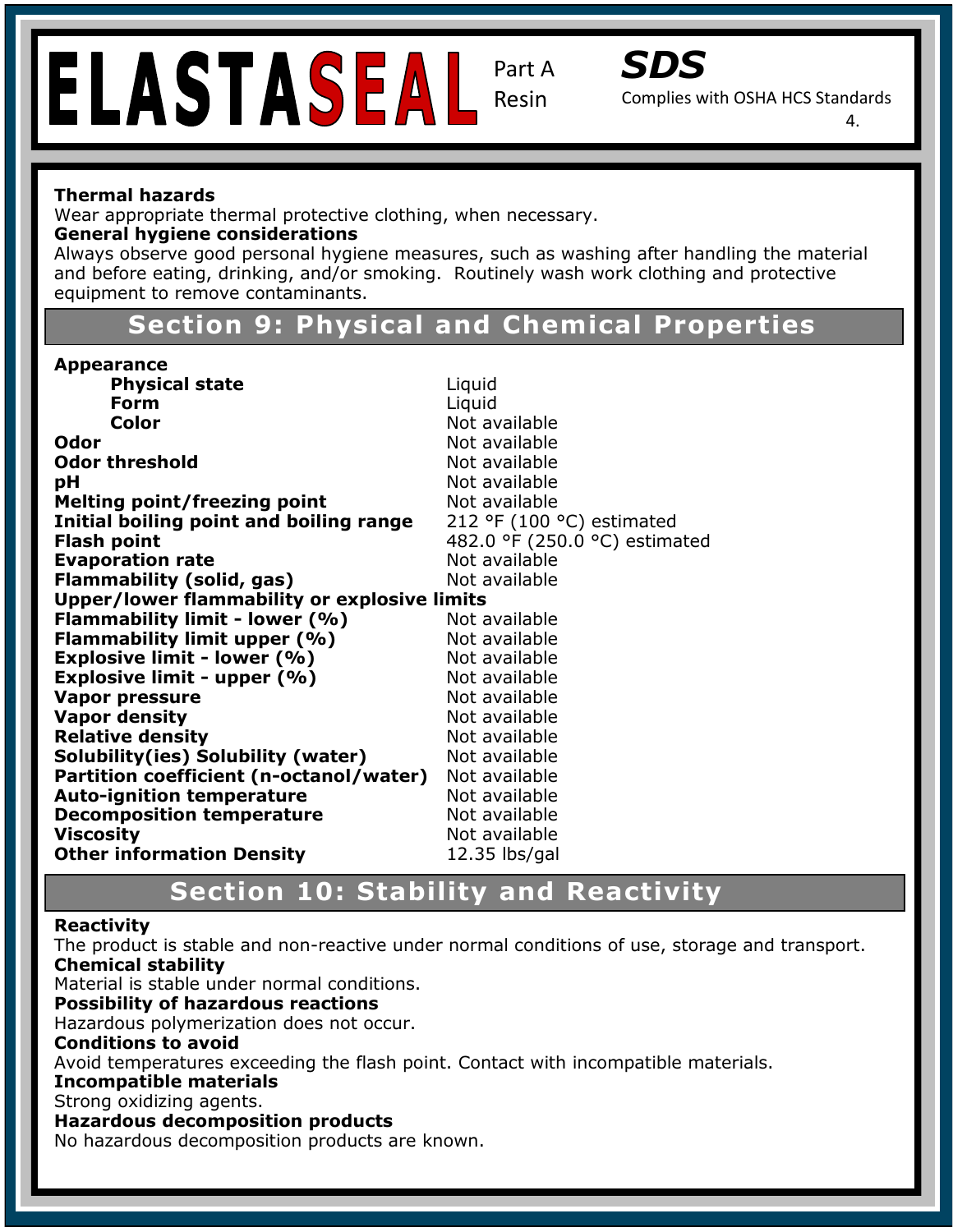**Thermal hazards**
Wear appropriate thermal protective clothing, when necessary.
**General hygiene considerations**
Always observe good personal hygiene measures, such as washing after handling the material and before eating, drinking, and/or smoking. Routinely wash work clothing and protective equipment to remove contaminants.

## Section 9: Physical and Chemical Properties

| | |
|---|---|
| **Appearance** | |
| **Physical state** | Liquid |
| **Form** | Liquid |
| **Color** | Not available |
| **Odor** | Not available |
| **Odor threshold** | Not available |
| **pH** | Not available |
| **Melting point/freezing point** | Not available |
| **Initial boiling point and boiling range** | 212 °F (100 °C) estimated |
| **Flash point** | 482.0 °F (250.0 °C) estimated |
| **Evaporation rate** | Not available |
| **Flammability (solid, gas)** | Not available |
| **Upper/lower flammability or explosive limits** | |
| **Flammability limit - lower (%)** | Not available |
| **Flammability limit upper (%)** | Not available |
| **Explosive limit - lower (%)** | Not available |
| **Explosive limit - upper (%)** | Not available |
| **Vapor pressure** | Not available |
| **Vapor density** | Not available |
| **Relative density** | Not available |
| **Solubility(ies) Solubility (water)** | Not available |
| **Partition coefficient (n-octanol/water)** | Not available |
| **Auto-ignition temperature** | Not available |
| **Decomposition temperature** | Not available |
| **Viscosity** | Not available |
| **Other information Density** | 12.35 lbs/gal |

## Section 10: Stability and Reactivity

**Reactivity**
The product is stable and non-reactive under normal conditions of use, storage and transport.
**Chemical stability**
Material is stable under normal conditions.
**Possibility of hazardous reactions**
Hazardous polymerization does not occur.
**Conditions to avoid**
Avoid temperatures exceeding the flash point. Contact with incompatible materials.
**Incompatible materials**
Strong oxidizing agents.
**Hazardous decomposition products**
No hazardous decomposition products are known.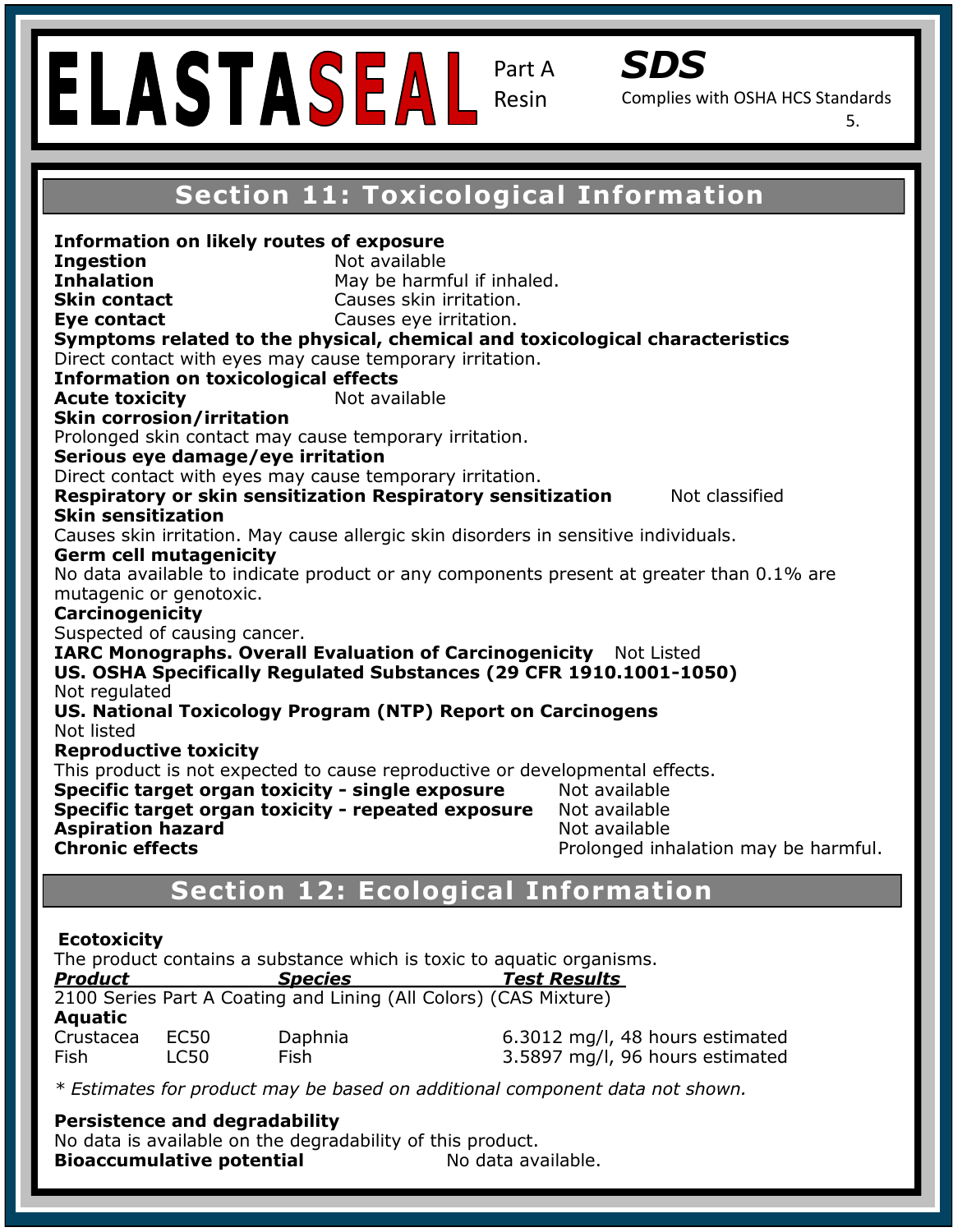# ELASTASEAL Part A Resin

**SDS**

Complies with OSHA HCS Standards

## Section 11: Toxicological Information

**Information on likely routes of exposure**

**Ingestion** Not available

**Inhalation** May be harmful if inhaled.

**Skin contact** Causes skin irritation.

**Eye contact** Causes eye irritation.

**Symptoms related to the physical, chemical and toxicological characteristics**

Direct contact with eyes may cause temporary irritation.

**Information on toxicological effects**

**Acute toxicity** Not available

**Skin corrosion/irritation**

Prolonged skin contact may cause temporary irritation.

**Serious eye damage/eye irritation**

Direct contact with eyes may cause temporary irritation.

**Respiratory or skin sensitization Respiratory sensitization** Not classified

**Skin sensitization**

Causes skin irritation. May cause allergic skin disorders in sensitive individuals.

**Germ cell mutagenicity**

No data available to indicate product or any components present at greater than 0.1% are mutagenic or genotoxic.

**Carcinogenicity**

Suspected of causing cancer.

**IARC Monographs. Overall Evaluation of Carcinogenicity** Not Listed

**US. OSHA Specifically Regulated Substances (29 CFR 1910.1001-1050)**

Not regulated

**US. National Toxicology Program (NTP) Report on Carcinogens**

Not listed

**Reproductive toxicity**

This product is not expected to cause reproductive or developmental effects.

**Specific target organ toxicity - single exposure** Not available

**Specific target organ toxicity - repeated exposure** Not available

**Aspiration hazard** Not available

**Chronic effects** Prolonged inhalation may be harmful.

## Section 12: Ecological Information

**Ecotoxicity**

The product contains a substance which is toxic to aquatic organisms.

| ***Product*** | | ***Species*** | ***Test Results*** |
|---|---|---|---|
| 2100 Series Part A Coating and Lining (All Colors) (CAS Mixture) | | | |
| **Aquatic** | | | |
| Crustacea | EC50 | Daphnia | 6.3012 mg/l, 48 hours estimated |
| Fish | LC50 | Fish | 3.5897 mg/l, 96 hours estimated |

*\* Estimates for product may be based on additional component data not shown.*

**Persistence and degradability**

No data is available on the degradability of this product.

**Bioaccumulative potential** No data available.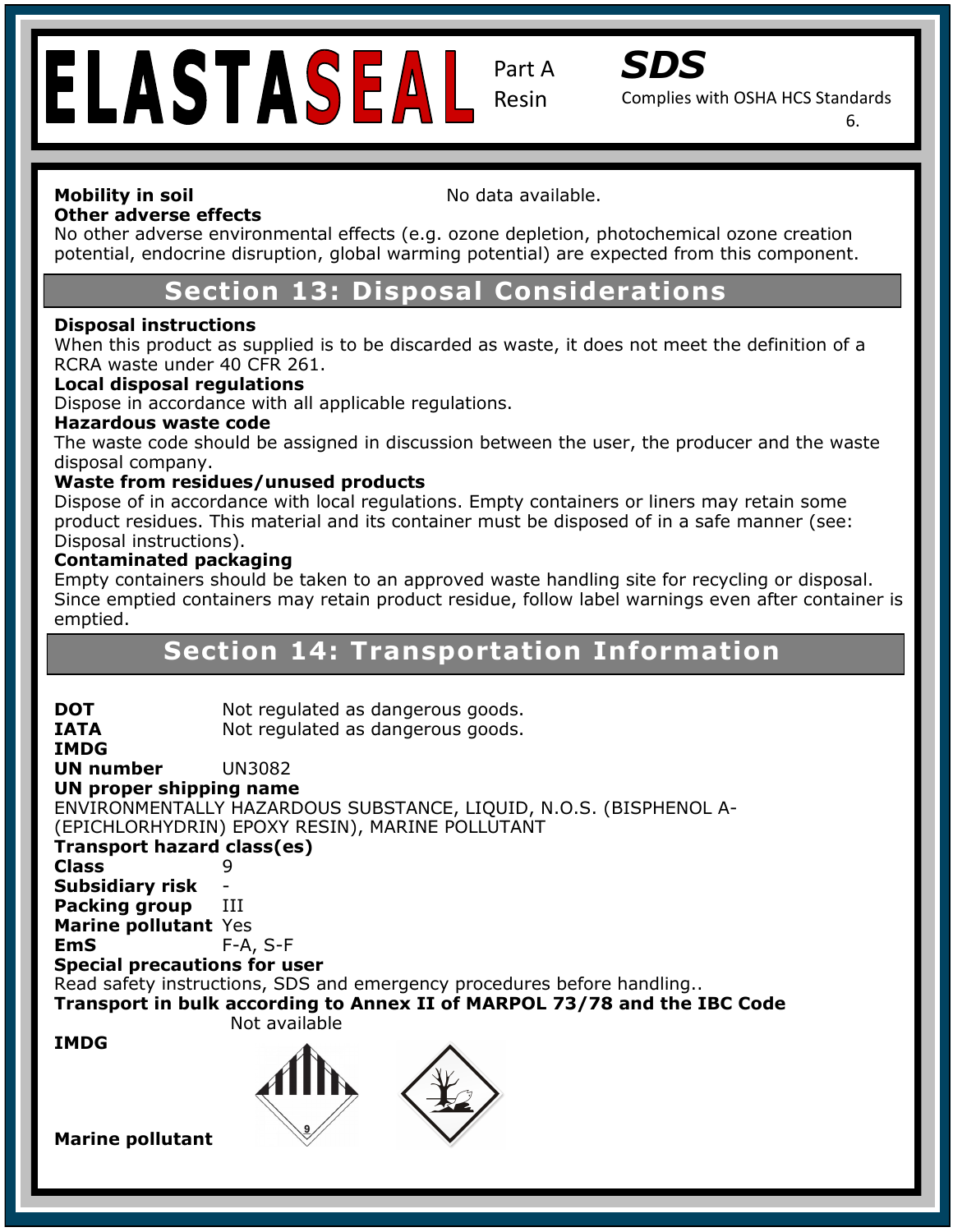**Mobility in soil** No data available.

**Other adverse effects**

No other adverse environmental effects (e.g. ozone depletion, photochemical ozone creation potential, endocrine disruption, global warming potential) are expected from this component.

## Section 13: Disposal Considerations

**Disposal instructions**

When this product as supplied is to be discarded as waste, it does not meet the definition of a RCRA waste under 40 CFR 261.

**Local disposal regulations**

Dispose in accordance with all applicable regulations.

**Hazardous waste code**

The waste code should be assigned in discussion between the user, the producer and the waste disposal company.

**Waste from residues/unused products**

Dispose of in accordance with local regulations. Empty containers or liners may retain some product residues. This material and its container must be disposed of in a safe manner (see: Disposal instructions).

**Contaminated packaging**

Empty containers should be taken to an approved waste handling site for recycling or disposal. Since emptied containers may retain product residue, follow label warnings even after container is emptied.

## Section 14: Transportation Information

**DOT** Not regulated as dangerous goods.

**IATA** Not regulated as dangerous goods.

**IMDG**

**UN number** UN3082

**UN proper shipping name**

ENVIRONMENTALLY HAZARDOUS SUBSTANCE, LIQUID, N.O.S. (BISPHENOL A-(EPICHLORHYDRIN) EPOXY RESIN), MARINE POLLUTANT

**Transport hazard class(es)**

**Class** 9

**Subsidiary risk** -

**Packing group** III

**Marine pollutant** Yes

**EmS** F-A, S-F

**Special precautions for user**

Read safety instructions, SDS and emergency procedures before handling..

**Transport in bulk according to Annex II of MARPOL 73/78 and the IBC Code**

Not available

**IMDG**

**Marine pollutant**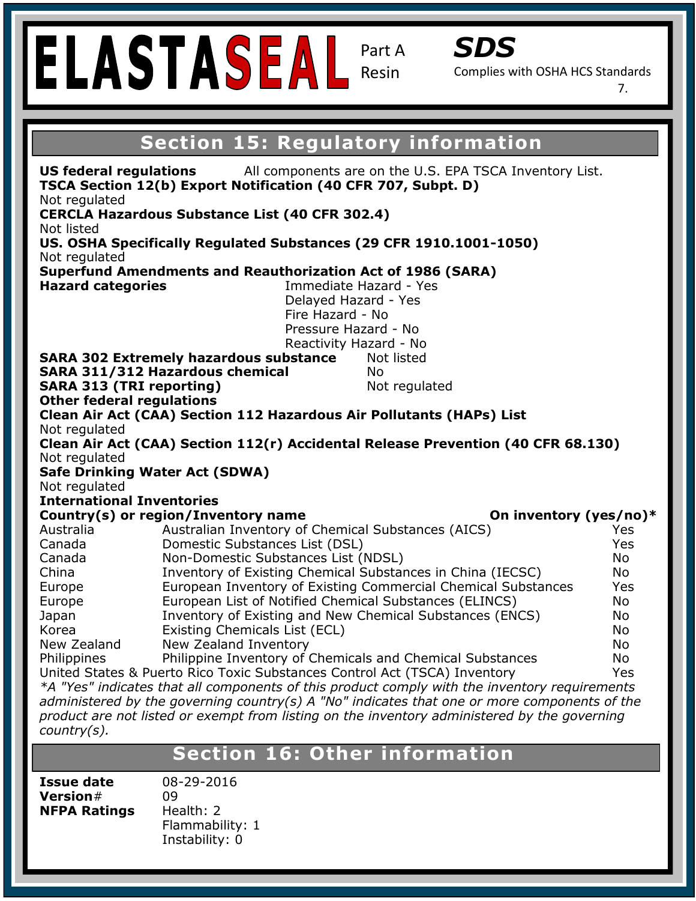## Section 15: Regulatory information

**US federal regulations** All components are on the U.S. EPA TSCA Inventory List.

**TSCA Section 12(b) Export Notification (40 CFR 707, Subpt. D)**
Not regulated

**CERCLA Hazardous Substance List (40 CFR 302.4)**
Not listed

**US. OSHA Specifically Regulated Substances (29 CFR 1910.1001-1050)**
Not regulated

**Superfund Amendments and Reauthorization Act of 1986 (SARA)**

**Hazard categories**
- Immediate Hazard - Yes
- Delayed Hazard - Yes
- Fire Hazard - No
- Pressure Hazard - No
- Reactivity Hazard - No

**SARA 302 Extremely hazardous substance** Not listed
**SARA 311/312 Hazardous chemical** No
**SARA 313 (TRI reporting)** Not regulated

**Other federal regulations**

**Clean Air Act (CAA) Section 112 Hazardous Air Pollutants (HAPs) List**
Not regulated

**Clean Air Act (CAA) Section 112(r) Accidental Release Prevention (40 CFR 68.130)**
Not regulated

**Safe Drinking Water Act (SDWA)**
Not regulated

**International Inventories**

| Country(s) or region | Inventory name | On inventory (yes/no)* |
|---|---|---|
| Australia | Australian Inventory of Chemical Substances (AICS) | Yes |
| Canada | Domestic Substances List (DSL) | Yes |
| Canada | Non-Domestic Substances List (NDSL) | No |
| China | Inventory of Existing Chemical Substances in China (IECSC) | No |
| Europe | European Inventory of Existing Commercial Chemical Substances | Yes |
| Europe | European List of Notified Chemical Substances (ELINCS) | No |
| Japan | Inventory of Existing and New Chemical Substances (ENCS) | No |
| Korea | Existing Chemicals List (ECL) | No |
| New Zealand | New Zealand Inventory | No |
| Philippines | Philippine Inventory of Chemicals and Chemical Substances | No |
| United States & Puerto Rico | Toxic Substances Control Act (TSCA) Inventory | Yes |

*\*A "Yes" indicates that all components of this product comply with the inventory requirements administered by the governing country(s) A "No" indicates that one or more components of the product are not listed or exempt from listing on the inventory administered by the governing country(s).*

## Section 16: Other information

**Issue date** 08-29-2016
**Version#** 09
**NFPA Ratings**
Health: 2
Flammability: 1
Instability: 0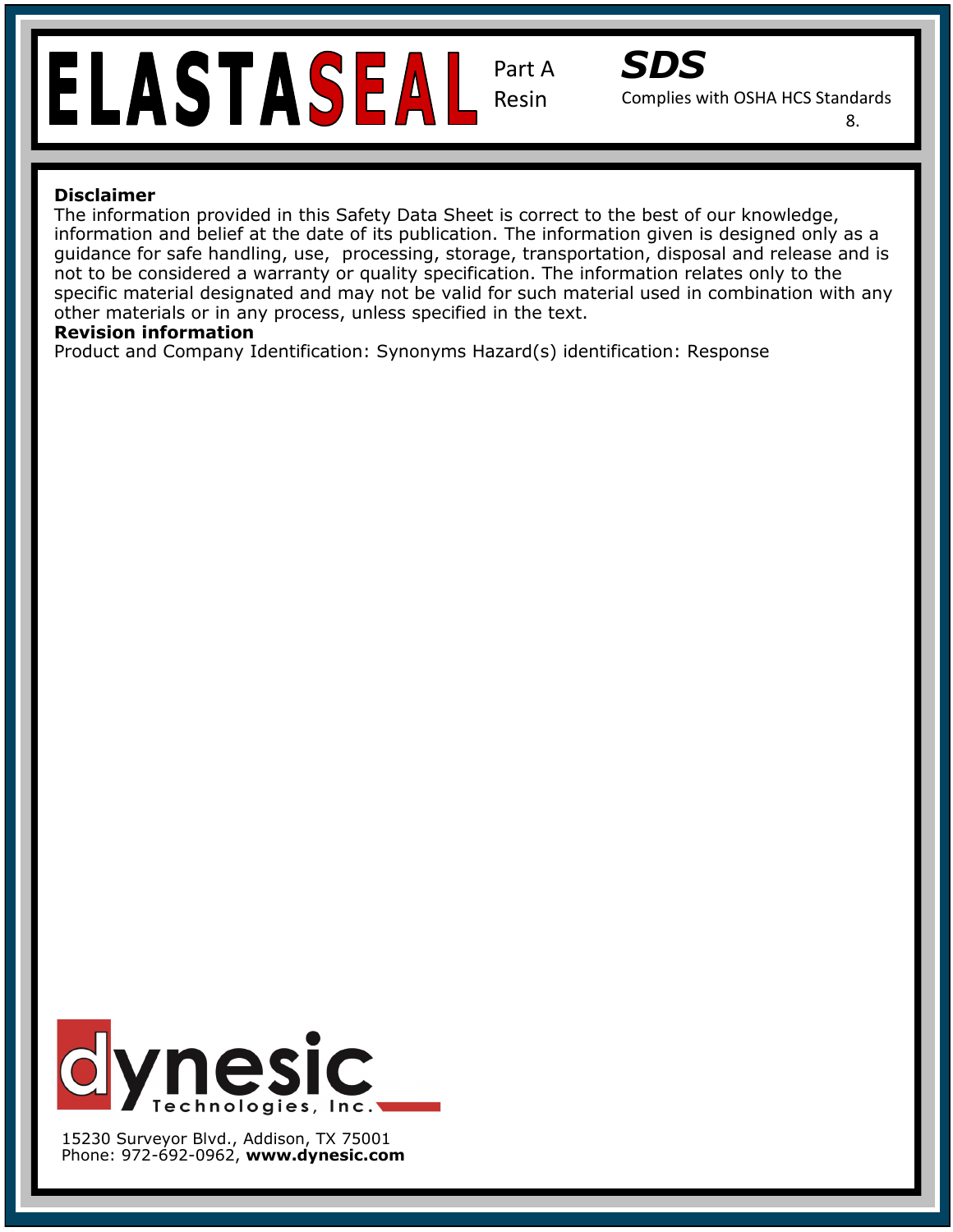### Disclaimer

The information provided in this Safety Data Sheet is correct to the best of our knowledge, information and belief at the date of its publication. The information given is designed only as a guidance for safe handling, use, processing, storage, transportation, disposal and release and is not to be considered a warranty or quality specification. The information relates only to the specific material designated and may not be valid for such material used in combination with any other materials or in any process, unless specified in the text.

### Revision information

Product and Company Identification: Synonyms Hazard(s) identification: Response

dynesic Technologies, Inc.

15230 Surveyor Blvd., Addison, TX 75001
Phone: 972-692-0962, **www.dynesic.com**